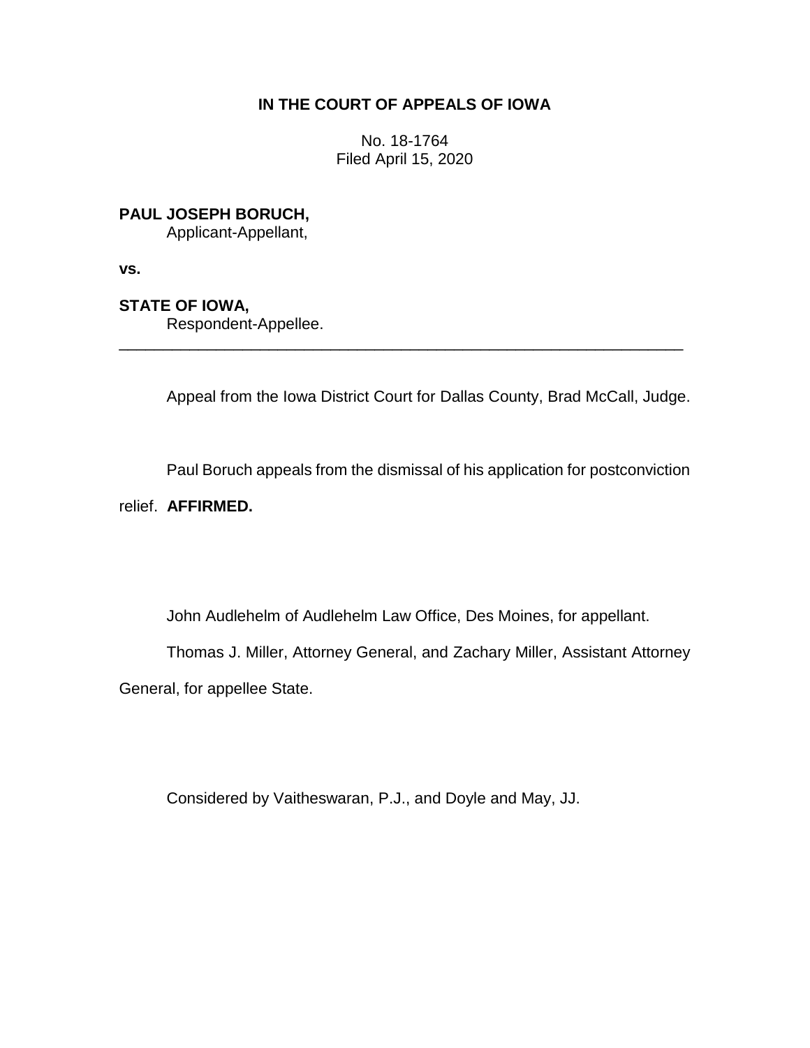**IN THE COURT OF APPEALS OF IOWA**

No. 18-1764
Filed April 15, 2020

**PAUL JOSEPH BORUCH,**
Applicant-Appellant,

**vs.**

**STATE OF IOWA,**
Respondent-Appellee.

---

Appeal from the Iowa District Court for Dallas County, Brad McCall, Judge.

Paul Boruch appeals from the dismissal of his application for postconviction relief. **AFFIRMED.**

John Audlehelm of Audlehelm Law Office, Des Moines, for appellant.

Thomas J. Miller, Attorney General, and Zachary Miller, Assistant Attorney General, for appellee State.

Considered by Vaitheswaran, P.J., and Doyle and May, JJ.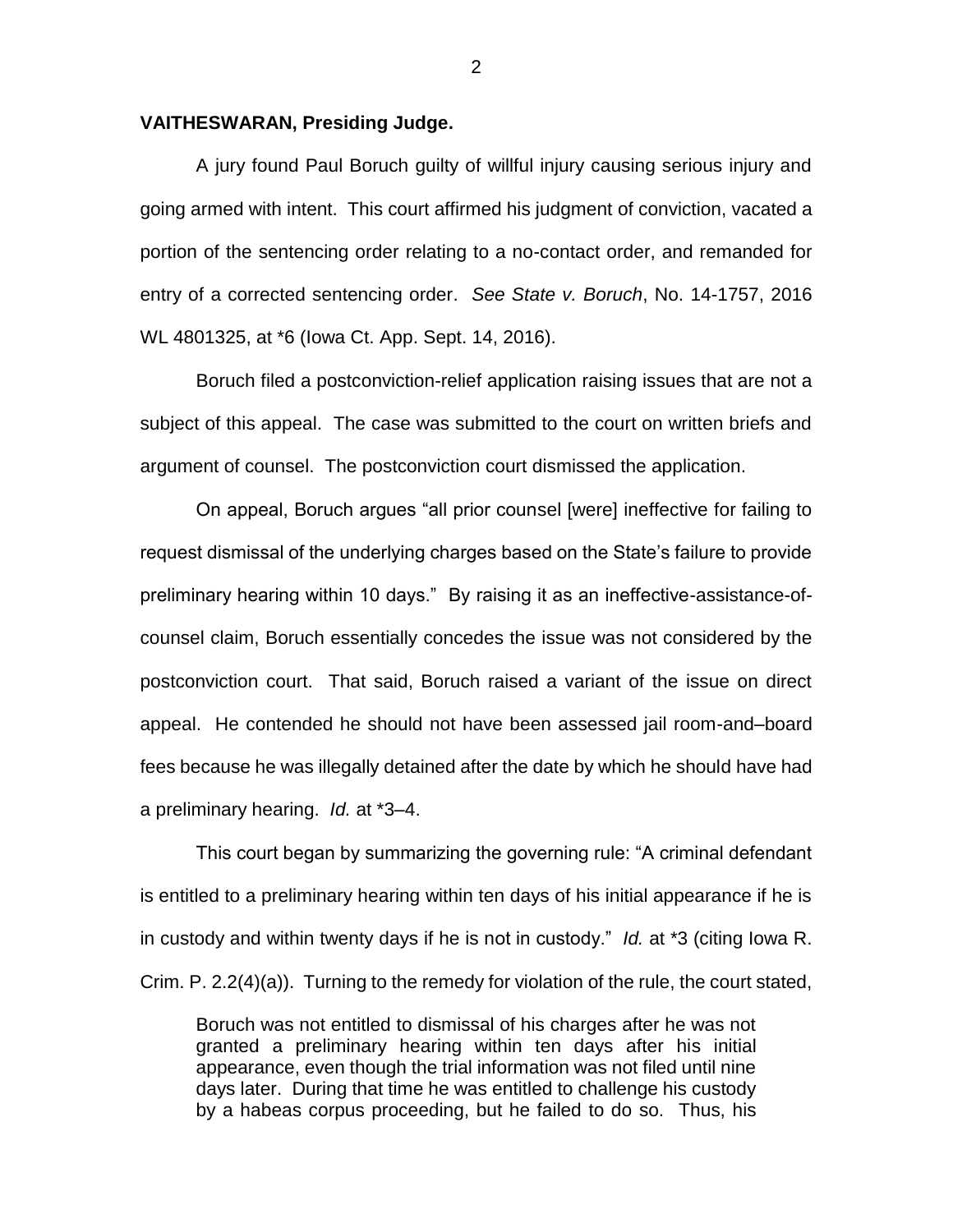**VAITHESWARAN, Presiding Judge.**

A jury found Paul Boruch guilty of willful injury causing serious injury and going armed with intent. This court affirmed his judgment of conviction, vacated a portion of the sentencing order relating to a no-contact order, and remanded for entry of a corrected sentencing order. *See State v. Boruch*, No. 14-1757, 2016 WL 4801325, at *6 (Iowa Ct. App. Sept. 14, 2016).

Boruch filed a postconviction-relief application raising issues that are not a subject of this appeal. The case was submitted to the court on written briefs and argument of counsel. The postconviction court dismissed the application.

On appeal, Boruch argues "all prior counsel [were] ineffective for failing to request dismissal of the underlying charges based on the State's failure to provide preliminary hearing within 10 days." By raising it as an ineffective-assistance-of-counsel claim, Boruch essentially concedes the issue was not considered by the postconviction court. That said, Boruch raised a variant of the issue on direct appeal. He contended he should not have been assessed jail room-and–board fees because he was illegally detained after the date by which he should have had a preliminary hearing. *Id.* at *3–4.

This court began by summarizing the governing rule: "A criminal defendant is entitled to a preliminary hearing within ten days of his initial appearance if he is in custody and within twenty days if he is not in custody." *Id.* at *3 (citing Iowa R. Crim. P. 2.2(4)(a)). Turning to the remedy for violation of the rule, the court stated,

> Boruch was not entitled to dismissal of his charges after he was not granted a preliminary hearing within ten days after his initial appearance, even though the trial information was not filed until nine days later. During that time he was entitled to challenge his custody by a habeas corpus proceeding, but he failed to do so. Thus, his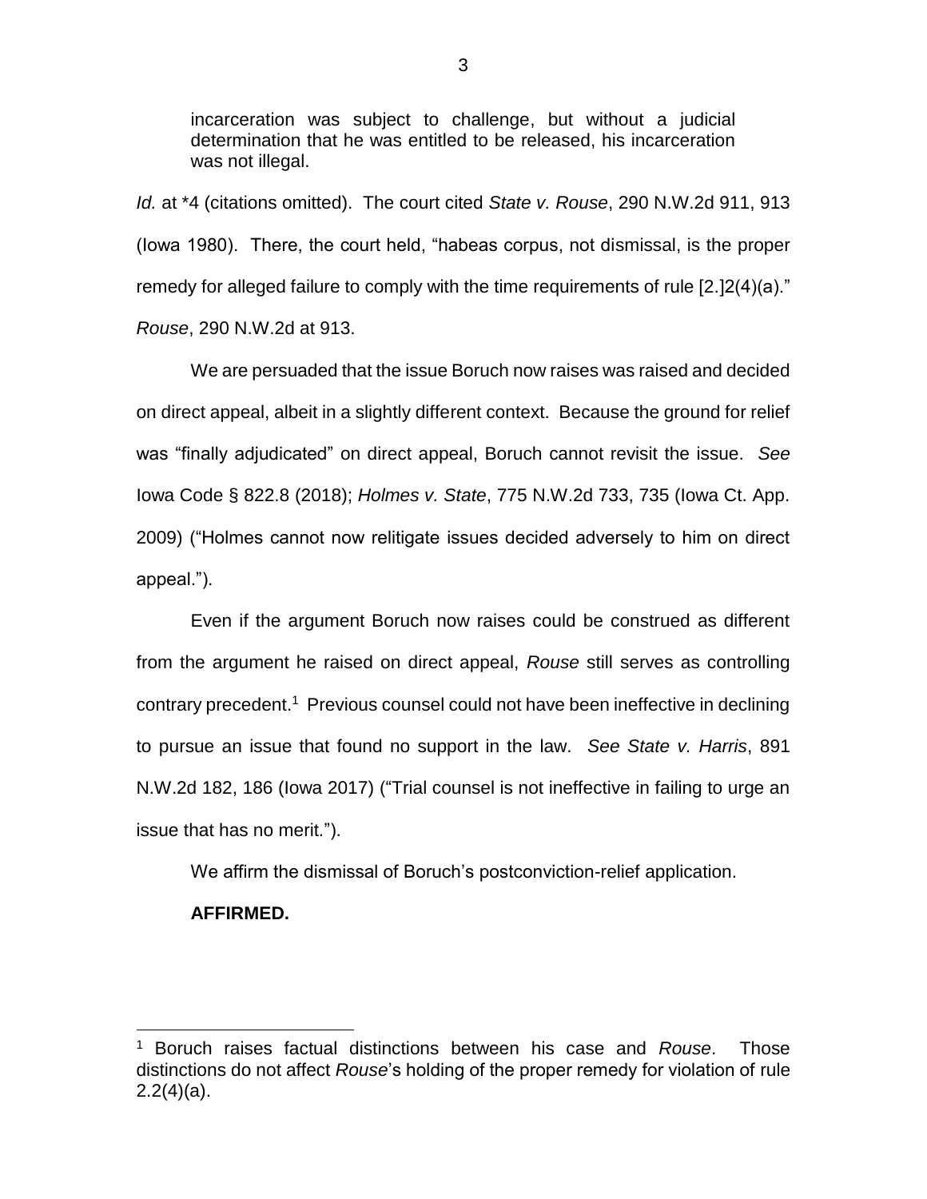> incarceration was subject to challenge, but without a judicial determination that he was entitled to be released, his incarceration was not illegal.

*Id.* at *4 (citations omitted). The court cited *State v. Rouse*, 290 N.W.2d 911, 913 (Iowa 1980). There, the court held, "habeas corpus, not dismissal, is the proper remedy for alleged failure to comply with the time requirements of rule [2.]2(4)(a)." *Rouse*, 290 N.W.2d at 913.

We are persuaded that the issue Boruch now raises was raised and decided on direct appeal, albeit in a slightly different context. Because the ground for relief was "finally adjudicated" on direct appeal, Boruch cannot revisit the issue. *See* Iowa Code § 822.8 (2018); *Holmes v. State*, 775 N.W.2d 733, 735 (Iowa Ct. App. 2009) ("Holmes cannot now relitigate issues decided adversely to him on direct appeal.").

Even if the argument Boruch now raises could be construed as different from the argument he raised on direct appeal, *Rouse* still serves as controlling contrary precedent.[1] Previous counsel could not have been ineffective in declining to pursue an issue that found no support in the law. *See State v. Harris*, 891 N.W.2d 182, 186 (Iowa 2017) ("Trial counsel is not ineffective in failing to urge an issue that has no merit.").

We affirm the dismissal of Boruch's postconviction-relief application.

**AFFIRMED.**

---

[1] Boruch raises factual distinctions between his case and *Rouse*. Those distinctions do not affect *Rouse*'s holding of the proper remedy for violation of rule 2.2(4)(a).